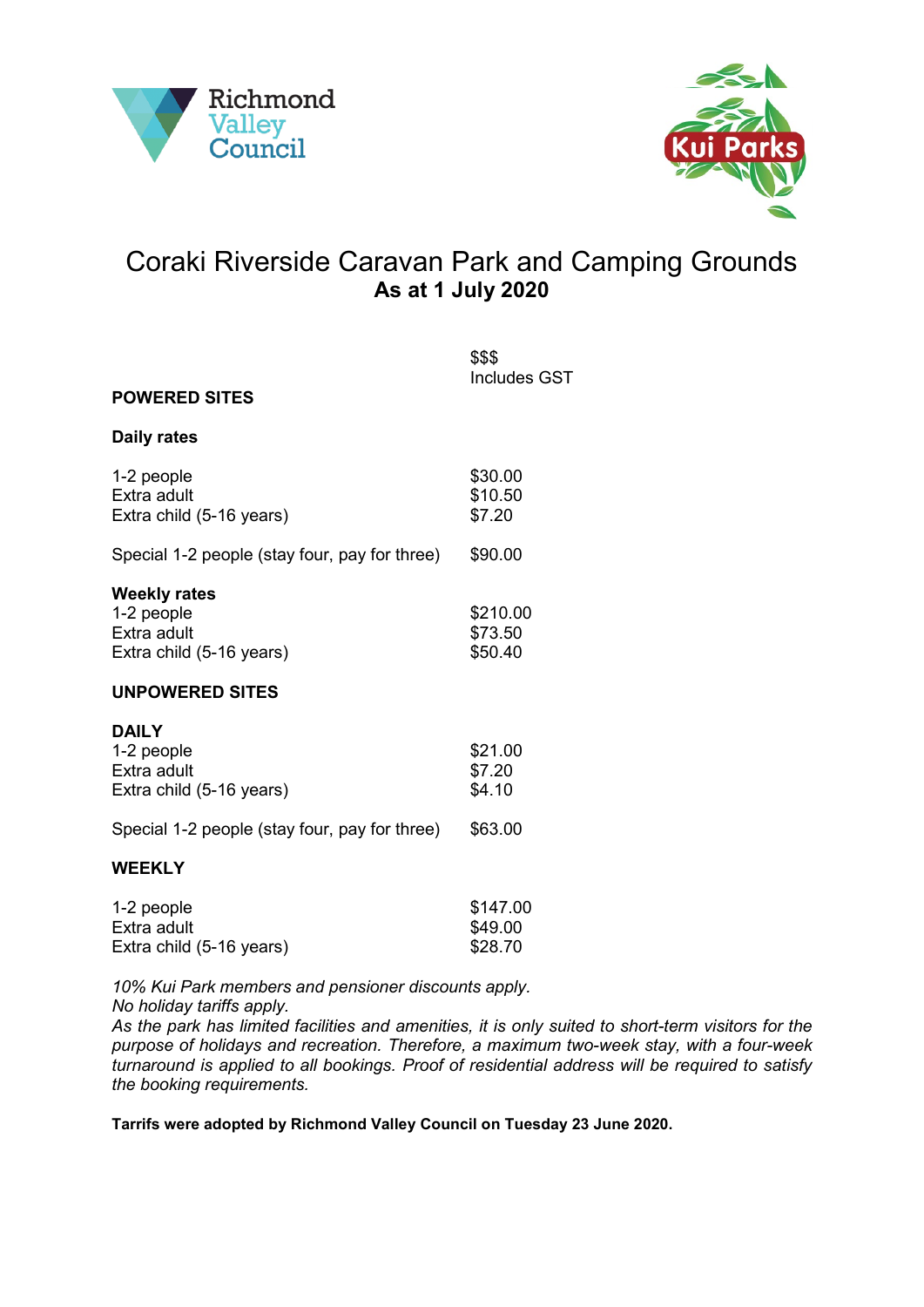Richmond Valley Council

Kui Parks

# Coraki Riverside Caravan Park and Camping Grounds

## As at 1 July 2020

| | $$$ Includes GST |
|---|---|
| **POWERED SITES** | |
| **Daily rates** | |
| 1-2 people | $30.00 |
| Extra adult | $10.50 |
| Extra child (5-16 years) | $7.20 |
| Special 1-2 people (stay four, pay for three) | $90.00 |
| **Weekly rates** | |
| 1-2 people | $210.00 |
| Extra adult | $73.50 |
| Extra child (5-16 years) | $50.40 |
| **UNPOWERED SITES** | |
| **DAILY** | |
| 1-2 people | $21.00 |
| Extra adult | $7.20 |
| Extra child (5-16 years) | $4.10 |
| Special 1-2 people (stay four, pay for three) | $63.00 |
| **WEEKLY** | |
| 1-2 people | $147.00 |
| Extra adult | $49.00 |
| Extra child (5-16 years) | $28.70 |

*10% Kui Park members and pensioner discounts apply.*
*No holiday tariffs apply.*
*As the park has limited facilities and amenities, it is only suited to short-term visitors for the purpose of holidays and recreation. Therefore, a maximum two-week stay, with a four-week turnaround is applied to all bookings. Proof of residential address will be required to satisfy the booking requirements.*

**Tarrifs were adopted by Richmond Valley Council on Tuesday 23 June 2020.**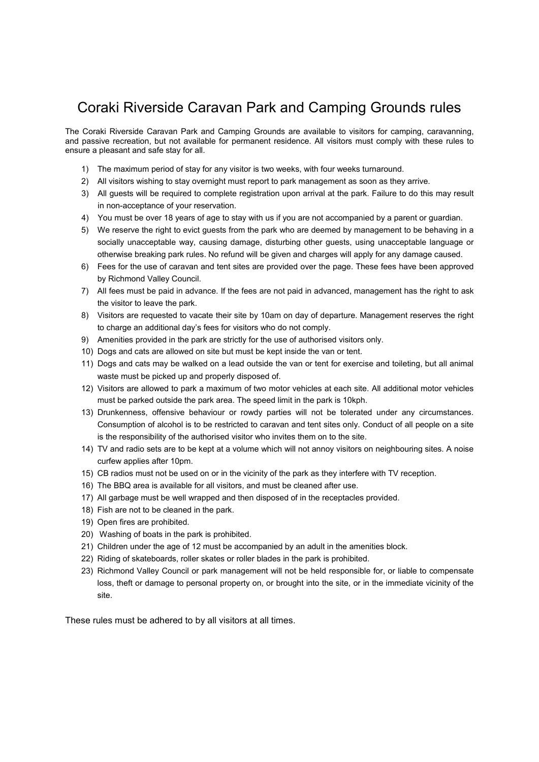# Coraki Riverside Caravan Park and Camping Grounds rules

The Coraki Riverside Caravan Park and Camping Grounds are available to visitors for camping, caravanning, and passive recreation, but not available for permanent residence. All visitors must comply with these rules to ensure a pleasant and safe stay for all.

1) The maximum period of stay for any visitor is two weeks, with four weeks turnaround.
2) All visitors wishing to stay overnight must report to park management as soon as they arrive.
3) All guests will be required to complete registration upon arrival at the park. Failure to do this may result in non-acceptance of your reservation.
4) You must be over 18 years of age to stay with us if you are not accompanied by a parent or guardian.
5) We reserve the right to evict guests from the park who are deemed by management to be behaving in a socially unacceptable way, causing damage, disturbing other guests, using unacceptable language or otherwise breaking park rules. No refund will be given and charges will apply for any damage caused.
6) Fees for the use of caravan and tent sites are provided over the page. These fees have been approved by Richmond Valley Council.
7) All fees must be paid in advance. If the fees are not paid in advanced, management has the right to ask the visitor to leave the park.
8) Visitors are requested to vacate their site by 10am on day of departure. Management reserves the right to charge an additional day's fees for visitors who do not comply.
9) Amenities provided in the park are strictly for the use of authorised visitors only.
10) Dogs and cats are allowed on site but must be kept inside the van or tent.
11) Dogs and cats may be walked on a lead outside the van or tent for exercise and toileting, but all animal waste must be picked up and properly disposed of.
12) Visitors are allowed to park a maximum of two motor vehicles at each site. All additional motor vehicles must be parked outside the park area. The speed limit in the park is 10kph.
13) Drunkenness, offensive behaviour or rowdy parties will not be tolerated under any circumstances. Consumption of alcohol is to be restricted to caravan and tent sites only. Conduct of all people on a site is the responsibility of the authorised visitor who invites them on to the site.
14) TV and radio sets are to be kept at a volume which will not annoy visitors on neighbouring sites. A noise curfew applies after 10pm.
15) CB radios must not be used on or in the vicinity of the park as they interfere with TV reception.
16) The BBQ area is available for all visitors, and must be cleaned after use.
17) All garbage must be well wrapped and then disposed of in the receptacles provided.
18) Fish are not to be cleaned in the park.
19) Open fires are prohibited.
20) Washing of boats in the park is prohibited.
21) Children under the age of 12 must be accompanied by an adult in the amenities block.
22) Riding of skateboards, roller skates or roller blades in the park is prohibited.
23) Richmond Valley Council or park management will not be held responsible for, or liable to compensate loss, theft or damage to personal property on, or brought into the site, or in the immediate vicinity of the site.

These rules must be adhered to by all visitors at all times.